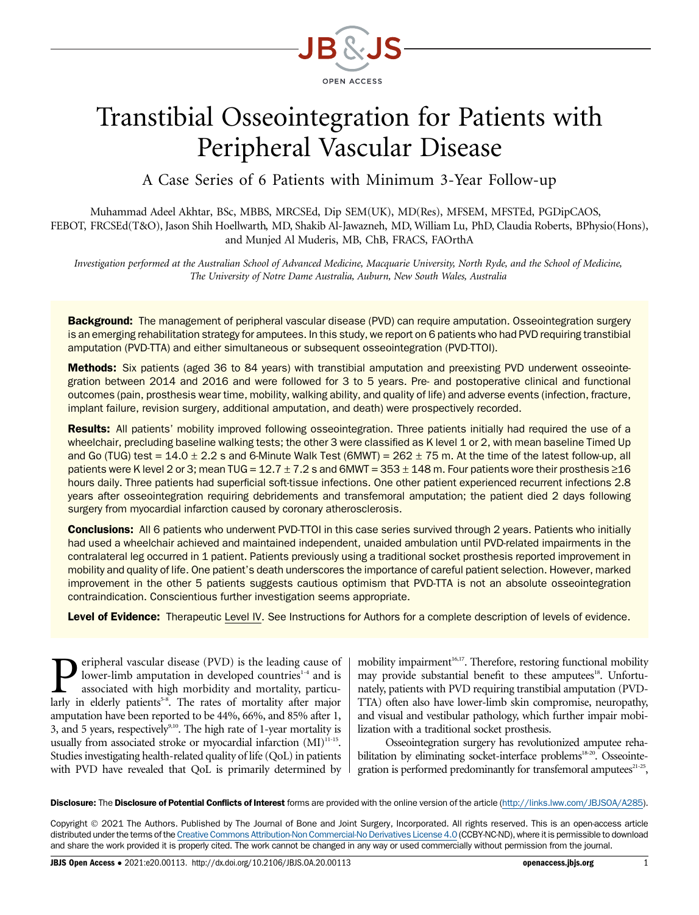# Transtibial Osseointegration for Patients with Peripheral Vascular Disease

## A Case Series of 6 Patients with Minimum 3-Year Follow-up

Muhammad Adeel Akhtar, BSc, MBBS, MRCSEd, Dip SEM(UK), MD(Res), MFSEM, MFSTEd, PGDipCAOS, FEBOT, FRCSEd(T&O), Jason Shih Hoellwarth, MD, Shakib Al-Jawazneh, MD, William Lu, PhD, Claudia Roberts, BPhysio(Hons), and Munjed Al Muderis, MB, ChB, FRACS, FAOrthA

*Investigation performed at the Australian School of Advanced Medicine, Macquarie University, North Ryde, and the School of Medicine, The University of Notre Dame Australia, Auburn, New South Wales, Australia*

**Background:** The management of peripheral vascular disease (PVD) can require amputation. Osseointegration surgery is an emerging rehabilitation strategy for amputees. In this study, we report on 6 patients who had PVD requiring transtibial amputation (PVD-TTA) and either simultaneous or subsequent osseointegration (PVD-TTOI).

**Methods:** Six patients (aged 36 to 84 years) with transtibial amputation and preexisting PVD underwent osseointegration between 2014 and 2016 and were followed for 3 to 5 years. Pre- and postoperative clinical and functional outcomes (pain, prosthesis wear time, mobility, walking ability, and quality of life) and adverse events (infection, fracture, implant failure, revision surgery, additional amputation, and death) were prospectively recorded.

**Results:** All patients' mobility improved following osseointegration. Three patients initially had required the use of a wheelchair, precluding baseline walking tests; the other 3 were classified as K level 1 or 2, with mean baseline Timed Up and Go (TUG) test = 14.0 ± 2.2 s and 6-Minute Walk Test (6MWT) = 262 ± 75 m. At the time of the latest follow-up, all patients were K level 2 or 3; mean TUG = 12.7 ± 7.2 s and 6MWT = 353 ± 148 m. Four patients wore their prosthesis ≥16 hours daily. Three patients had superficial soft-tissue infections. One other patient experienced recurrent infections 2.8 years after osseointegration requiring debridements and transfemoral amputation; the patient died 2 days following surgery from myocardial infarction caused by coronary atherosclerosis.

**Conclusions:** All 6 patients who underwent PVD-TTOI in this case series survived through 2 years. Patients who initially had used a wheelchair achieved and maintained independent, unaided ambulation until PVD-related impairments in the contralateral leg occurred in 1 patient. Patients previously using a traditional socket prosthesis reported improvement in mobility and quality of life. One patient's death underscores the importance of careful patient selection. However, marked improvement in the other 5 patients suggests cautious optimism that PVD-TTA is not an absolute osseointegration contraindication. Conscientious further investigation seems appropriate.

**Level of Evidence:** Therapeutic Level IV. See Instructions for Authors for a complete description of levels of evidence.

Peripheral vascular disease (PVD) is the leading cause of lower-limb amputation in developed countries[1-4] and is associated with high morbidity and mortality, particularly in elderly patients[5-8]. The rates of mortality after major amputation have been reported to be 44%, 66%, and 85% after 1, 3, and 5 years, respectively[9,10]. The high rate of 1-year mortality is usually from associated stroke or myocardial infarction (MI)[11-15]. Studies investigating health-related quality of life (QoL) in patients with PVD have revealed that QoL is primarily determined by mobility impairment[16,17]. Therefore, restoring functional mobility may provide substantial benefit to these amputees[18]. Unfortunately, patients with PVD requiring transtibial amputation (PVD-TTA) often also have lower-limb skin compromise, neuropathy, and visual and vestibular pathology, which further impair mobilization with a traditional socket prosthesis.

Osseointegration surgery has revolutionized amputee rehabilitation by eliminating socket-interface problems[18-20]. Osseointegration is performed predominantly for transfemoral amputees[21-25],

**Disclosure:** The **Disclosure of Potential Conflicts of Interest** forms are provided with the online version of the article (http://links.lww.com/JBJSOA/A285).

Copyright © 2021 The Authors. Published by The Journal of Bone and Joint Surgery, Incorporated. All rights reserved. This is an open-access article distributed under the terms of the Creative Commons Attribution-Non Commercial-No Derivatives License 4.0 (CCBY-NC-ND), where it is permissible to download and share the work provided it is properly cited. The work cannot be changed in any way or used commercially without permission from the journal.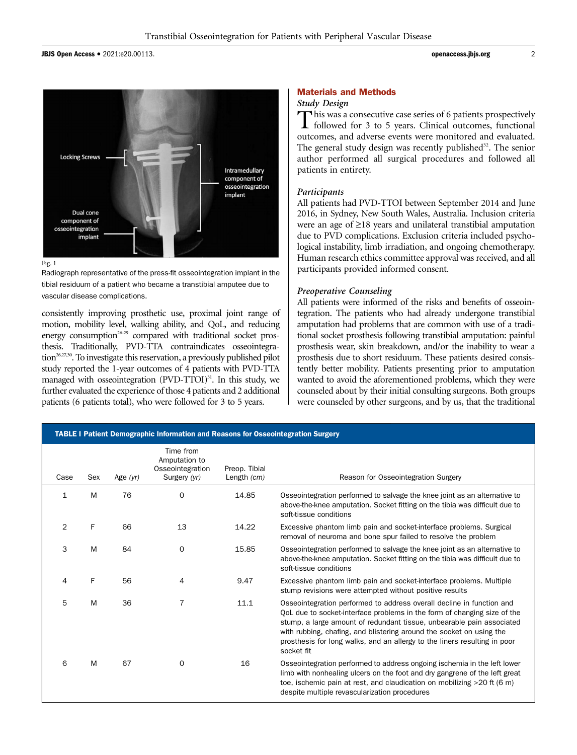Fig. 1

Radiograph representative of the press-fit osseointegration implant in the tibial residuum of a patient who became a transtibial amputee due to vascular disease complications.

consistently improving prosthetic use, proximal joint range of motion, mobility level, walking ability, and QoL, and reducing energy consumption[26-29] compared with traditional socket prosthesis. Traditionally, PVD-TTA contraindicates osseointegration[26,27,30]. To investigate this reservation, a previously published pilot study reported the 1-year outcomes of 4 patients with PVD-TTA managed with osseointegration (PVD-TTOI)[31]. In this study, we further evaluated the experience of those 4 patients and 2 additional patients (6 patients total), who were followed for 3 to 5 years.

## Materials and Methods

### *Study Design*

This was a consecutive case series of 6 patients prospectively followed for 3 to 5 years. Clinical outcomes, functional outcomes, and adverse events were monitored and evaluated. The general study design was recently published[32]. The senior author performed all surgical procedures and followed all patients in entirety.

### *Participants*

All patients had PVD-TTOI between September 2014 and June 2016, in Sydney, New South Wales, Australia. Inclusion criteria were an age of ≥18 years and unilateral transtibial amputation due to PVD complications. Exclusion criteria included psychological instability, limb irradiation, and ongoing chemotherapy. Human research ethics committee approval was received, and all participants provided informed consent.

### *Preoperative Counseling*

All patients were informed of the risks and benefits of osseointegration. The patients who had already undergone transtibial amputation had problems that are common with use of a traditional socket prosthesis following transtibial amputation: painful prosthesis wear, skin breakdown, and/or the inability to wear a prosthesis due to short residuum. These patients desired consistently better mobility. Patients presenting prior to amputation wanted to avoid the aforementioned problems, which they were counseled about by their initial consulting surgeons. Both groups were counseled by other surgeons, and by us, that the traditional

**TABLE I Patient Demographic Information and Reasons for Osseointegration Surgery**

| Case | Sex | Age *(yr)* | Time from Amputation to Osseointegration Surgery *(yr)* | Preop. Tibial Length *(cm)* | Reason for Osseointegration Surgery |
|---|---|---|---|---|---|
| 1 | M | 76 | 0 | 14.85 | Osseointegration performed to salvage the knee joint as an alternative to above-the-knee amputation. Socket fitting on the tibia was difficult due to soft-tissue conditions |
| 2 | F | 66 | 13 | 14.22 | Excessive phantom limb pain and socket-interface problems. Surgical removal of neuroma and bone spur failed to resolve the problem |
| 3 | M | 84 | 0 | 15.85 | Osseointegration performed to salvage the knee joint as an alternative to above-the-knee amputation. Socket fitting on the tibia was difficult due to soft-tissue conditions |
| 4 | F | 56 | 4 | 9.47 | Excessive phantom limb pain and socket-interface problems. Multiple stump revisions were attempted without positive results |
| 5 | M | 36 | 7 | 11.1 | Osseointegration performed to address overall decline in function and QoL due to socket-interface problems in the form of changing size of the stump, a large amount of redundant tissue, unbearable pain associated with rubbing, chafing, and blistering around the socket on using the prosthesis for long walks, and an allergy to the liners resulting in poor socket fit |
| 6 | M | 67 | 0 | 16 | Osseointegration performed to address ongoing ischemia in the left lower limb with nonhealing ulcers on the foot and dry gangrene of the left great toe, ischemic pain at rest, and claudication on mobilizing >20 ft (6 m) despite multiple revascularization procedures |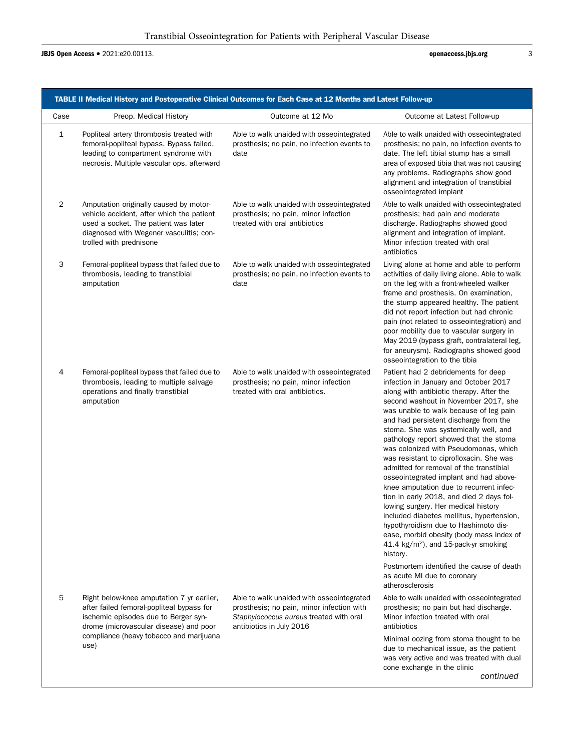**TABLE II Medical History and Postoperative Clinical Outcomes for Each Case at 12 Months and Latest Follow-up**

| Case | Preop. Medical History | Outcome at 12 Mo | Outcome at Latest Follow-up |
|---|---|---|---|
| 1 | Popliteal artery thrombosis treated with femoral-popliteal bypass. Bypass failed, leading to compartment syndrome with necrosis. Multiple vascular ops. afterward | Able to walk unaided with osseointegrated prosthesis; no pain, no infection events to date | Able to walk unaided with osseointegrated prosthesis; no pain, no infection events to date. The left tibial stump has a small area of exposed tibia that was not causing any problems. Radiographs show good alignment and integration of transtibial osseointegrated implant |
| 2 | Amputation originally caused by motor-vehicle accident, after which the patient used a socket. The patient was later diagnosed with Wegener vasculitis; controlled with prednisone | Able to walk unaided with osseointegrated prosthesis; no pain, minor infection treated with oral antibiotics | Able to walk unaided with osseointegrated prosthesis; had pain and moderate discharge. Radiographs showed good alignment and integration of implant. Minor infection treated with oral antibiotics |
| 3 | Femoral-popliteal bypass that failed due to thrombosis, leading to transtibial amputation | Able to walk unaided with osseointegrated prosthesis; no pain, no infection events to date | Living alone at home and able to perform activities of daily living alone. Able to walk on the leg with a front-wheeled walker frame and prosthesis. On examination, the stump appeared healthy. The patient did not report infection but had chronic pain (not related to osseointegration) and poor mobility due to vascular surgery in May 2019 (bypass graft, contralateral leg, for aneurysm). Radiographs showed good osseointegration to the tibia |
| 4 | Femoral-popliteal bypass that failed due to thrombosis, leading to multiple salvage operations and finally transtibial amputation | Able to walk unaided with osseointegrated prosthesis; no pain, minor infection treated with oral antibiotics. | Patient had 2 debridements for deep infection in January and October 2017 along with antibiotic therapy. After the second washout in November 2017, she was unable to walk because of leg pain and had persistent discharge from the stoma. She was systemically well, and pathology report showed that the stoma was colonized with Pseudomonas, which was resistant to ciprofloxacin. She was admitted for removal of the transtibial osseointegrated implant and had above-knee amputation due to recurrent infection in early 2018, and died 2 days following surgery. Her medical history included diabetes mellitus, hypertension, hypothyroidism due to Hashimoto disease, morbid obesity (body mass index of 41.4 kg/m$^2$), and 15-pack-yr smoking history. Postmortem identified the cause of death as acute MI due to coronary atherosclerosis |
| 5 | Right below-knee amputation 7 yr earlier, after failed femoral-popliteal bypass for ischemic episodes due to Berger syndrome (microvascular disease) and poor compliance (heavy tobacco and marijuana use) | Able to walk unaided with osseointegrated prosthesis; no pain, minor infection with *Staphylococcus aureus* treated with oral antibiotics in July 2016 | Able to walk unaided with osseointegrated prosthesis; no pain but had discharge. Minor infection treated with oral antibiotics. Minimal oozing from stoma thought to be due to mechanical issue, as the patient was very active and was treated with dual cone exchange in the clinic |

*continued*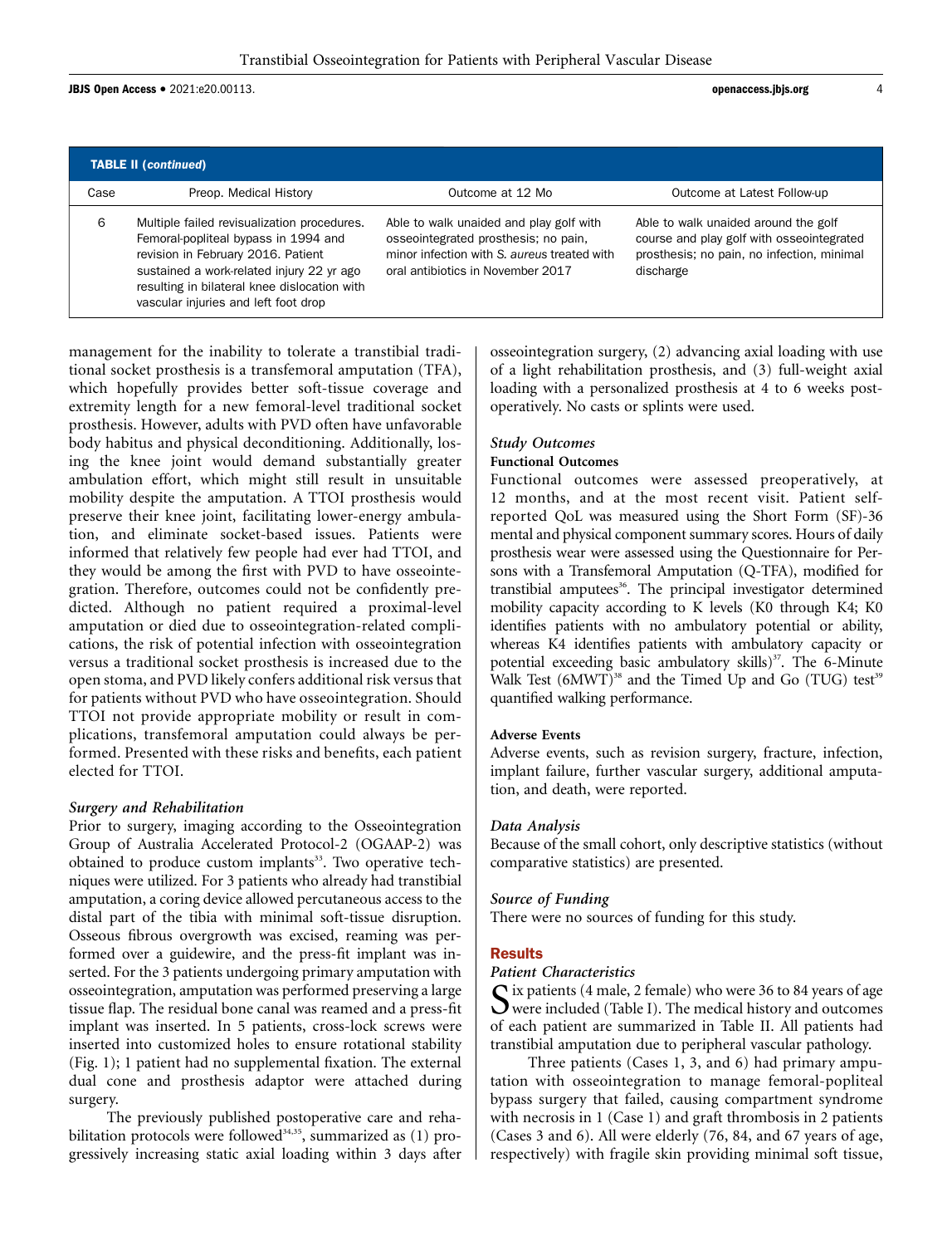**TABLE II (continued)**

| Case | Preop. Medical History | Outcome at 12 Mo | Outcome at Latest Follow-up |
|---|---|---|---|
| 6 | Multiple failed revisualization procedures. Femoral-popliteal bypass in 1994 and revision in February 2016. Patient sustained a work-related injury 22 yr ago resulting in bilateral knee dislocation with vascular injuries and left foot drop | Able to walk unaided and play golf with osseointegrated prosthesis; no pain, minor infection with *S. aureus* treated with oral antibiotics in November 2017 | Able to walk unaided around the golf course and play golf with osseointegrated prosthesis; no pain, no infection, minimal discharge |

management for the inability to tolerate a transtibial traditional socket prosthesis is a transfemoral amputation (TFA), which hopefully provides better soft-tissue coverage and extremity length for a new femoral-level traditional socket prosthesis. However, adults with PVD often have unfavorable body habitus and physical deconditioning. Additionally, losing the knee joint would demand substantially greater ambulation effort, which might still result in unsuitable mobility despite the amputation. A TTOI prosthesis would preserve their knee joint, facilitating lower-energy ambulation, and eliminate socket-based issues. Patients were informed that relatively few people had ever had TTOI, and they would be among the first with PVD to have osseointegration. Therefore, outcomes could not be confidently predicted. Although no patient required a proximal-level amputation or died due to osseointegration-related complications, the risk of potential infection with osseointegration versus a traditional socket prosthesis is increased due to the open stoma, and PVD likely confers additional risk versus that for patients without PVD who have osseointegration. Should TTOI not provide appropriate mobility or result in complications, transfemoral amputation could always be performed. Presented with these risks and benefits, each patient elected for TTOI.

### *Surgery and Rehabilitation*

Prior to surgery, imaging according to the Osseointegration Group of Australia Accelerated Protocol-2 (OGAAP-2) was obtained to produce custom implants[33]. Two operative techniques were utilized. For 3 patients who already had transtibial amputation, a coring device allowed percutaneous access to the distal part of the tibia with minimal soft-tissue disruption. Osseous fibrous overgrowth was excised, reaming was performed over a guidewire, and the press-fit implant was inserted. For the 3 patients undergoing primary amputation with osseointegration, amputation was performed preserving a large tissue flap. The residual bone canal was reamed and a press-fit implant was inserted. In 5 patients, cross-lock screws were inserted into customized holes to ensure rotational stability (Fig. 1); 1 patient had no supplemental fixation. The external dual cone and prosthesis adaptor were attached during surgery.

The previously published postoperative care and rehabilitation protocols were followed[34,35], summarized as (1) progressively increasing static axial loading within 3 days after osseointegration surgery, (2) advancing axial loading with use of a light rehabilitation prosthesis, and (3) full-weight axial loading with a personalized prosthesis at 4 to 6 weeks postoperatively. No casts or splints were used.

### *Study Outcomes*

#### Functional Outcomes

Functional outcomes were assessed preoperatively, at 12 months, and at the most recent visit. Patient self-reported QoL was measured using the Short Form (SF)-36 mental and physical component summary scores. Hours of daily prosthesis wear were assessed using the Questionnaire for Persons with a Transfemoral Amputation (Q-TFA), modified for transtibial amputees[36]. The principal investigator determined mobility capacity according to K levels (K0 through K4; K0 identifies patients with no ambulatory potential or ability, whereas K4 identifies patients with ambulatory capacity or potential exceeding basic ambulatory skills)[37]. The 6-Minute Walk Test (6MWT)[38] and the Timed Up and Go (TUG) test[39] quantified walking performance.

#### Adverse Events

Adverse events, such as revision surgery, fracture, infection, implant failure, further vascular surgery, additional amputation, and death, were reported.

### *Data Analysis*

Because of the small cohort, only descriptive statistics (without comparative statistics) are presented.

### *Source of Funding*

There were no sources of funding for this study.

## Results

### *Patient Characteristics*

Six patients (4 male, 2 female) who were 36 to 84 years of age were included (Table I). The medical history and outcomes of each patient are summarized in Table II. All patients had transtibial amputation due to peripheral vascular pathology.

Three patients (Cases 1, 3, and 6) had primary amputation with osseointegration to manage femoral-popliteal bypass surgery that failed, causing compartment syndrome with necrosis in 1 (Case 1) and graft thrombosis in 2 patients (Cases 3 and 6). All were elderly (76, 84, and 67 years of age, respectively) with fragile skin providing minimal soft tissue,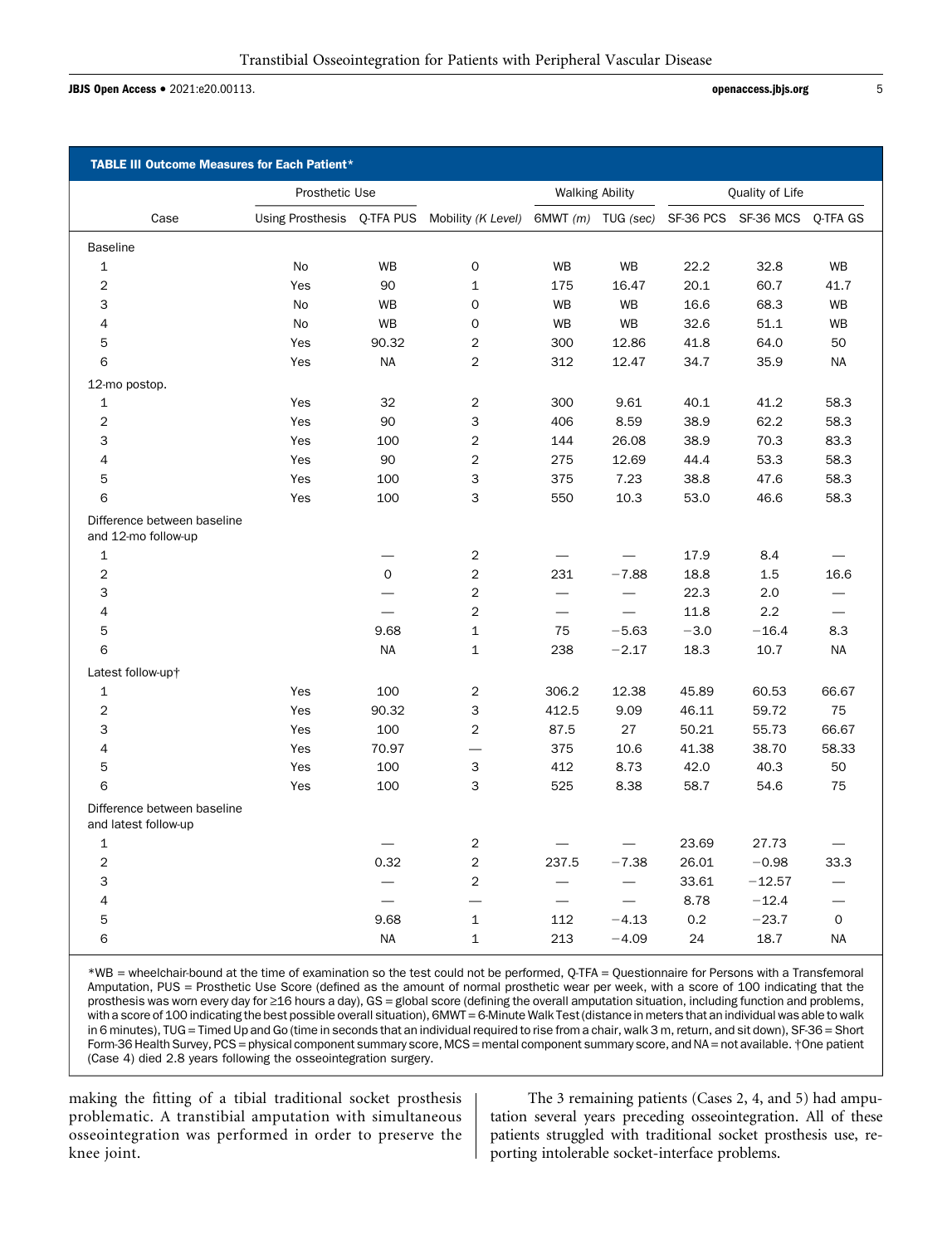**TABLE III Outcome Measures for Each Patient***

| Case | Prosthetic Use | | Mobility (*K Level*) | Walking Ability | | Quality of Life | | |
|---|---|---|---|---|---|---|---|---|
| | Using Prosthesis | Q-TFA PUS | | 6MWT (*m*) | TUG (*sec*) | SF-36 PCS | SF-36 MCS | Q-TFA GS |
| Baseline | | | | | | | | |
| 1 | No | WB | 0 | WB | WB | 22.2 | 32.8 | WB |
| 2 | Yes | 90 | 1 | 175 | 16.47 | 20.1 | 60.7 | 41.7 |
| 3 | No | WB | 0 | WB | WB | 16.6 | 68.3 | WB |
| 4 | No | WB | 0 | WB | WB | 32.6 | 51.1 | WB |
| 5 | Yes | 90.32 | 2 | 300 | 12.86 | 41.8 | 64.0 | 50 |
| 6 | Yes | NA | 2 | 312 | 12.47 | 34.7 | 35.9 | NA |
| 12-mo postop. | | | | | | | | |
| 1 | Yes | 32 | 2 | 300 | 9.61 | 40.1 | 41.2 | 58.3 |
| 2 | Yes | 90 | 3 | 406 | 8.59 | 38.9 | 62.2 | 58.3 |
| 3 | Yes | 100 | 2 | 144 | 26.08 | 38.9 | 70.3 | 83.3 |
| 4 | Yes | 90 | 2 | 275 | 12.69 | 44.4 | 53.3 | 58.3 |
| 5 | Yes | 100 | 3 | 375 | 7.23 | 38.8 | 47.6 | 58.3 |
| 6 | Yes | 100 | 3 | 550 | 10.3 | 53.0 | 46.6 | 58.3 |
| Difference between baseline and 12-mo follow-up | | | | | | | | |
| 1 | | — | 2 | — | — | 17.9 | 8.4 | — |
| 2 | | 0 | 2 | 231 | −7.88 | 18.8 | 1.5 | 16.6 |
| 3 | | — | 2 | — | — | 22.3 | 2.0 | — |
| 4 | | — | 2 | — | — | 11.8 | 2.2 | — |
| 5 | | 9.68 | 1 | 75 | −5.63 | −3.0 | −16.4 | 8.3 |
| 6 | | NA | 1 | 238 | −2.17 | 18.3 | 10.7 | NA |
| Latest follow-up† | | | | | | | | |
| 1 | Yes | 100 | 2 | 306.2 | 12.38 | 45.89 | 60.53 | 66.67 |
| 2 | Yes | 90.32 | 3 | 412.5 | 9.09 | 46.11 | 59.72 | 75 |
| 3 | Yes | 100 | 2 | 87.5 | 27 | 50.21 | 55.73 | 66.67 |
| 4 | Yes | 70.97 | — | 375 | 10.6 | 41.38 | 38.70 | 58.33 |
| 5 | Yes | 100 | 3 | 412 | 8.73 | 42.0 | 40.3 | 50 |
| 6 | Yes | 100 | 3 | 525 | 8.38 | 58.7 | 54.6 | 75 |
| Difference between baseline and latest follow-up | | | | | | | | |
| 1 | | — | 2 | — | — | 23.69 | 27.73 | — |
| 2 | | 0.32 | 2 | 237.5 | −7.38 | 26.01 | −0.98 | 33.3 |
| 3 | | — | 2 | — | — | 33.61 | −12.57 | — |
| 4 | | — | — | — | — | 8.78 | −12.4 | — |
| 5 | | 9.68 | 1 | 112 | −4.13 | 0.2 | −23.7 | 0 |
| 6 | | NA | 1 | 213 | −4.09 | 24 | 18.7 | NA |

*WB = wheelchair-bound at the time of examination so the test could not be performed, Q-TFA = Questionnaire for Persons with a Transfemoral Amputation, PUS = Prosthetic Use Score (defined as the amount of normal prosthetic wear per week, with a score of 100 indicating that the prosthesis was worn every day for ≥16 hours a day), GS = global score (defining the overall amputation situation, including function and problems, with a score of 100 indicating the best possible overall situation), 6MWT = 6-Minute Walk Test (distance in meters that an individual was able to walk in 6 minutes), TUG = Timed Up and Go (time in seconds that an individual required to rise from a chair, walk 3 m, return, and sit down), SF-36 = Short Form-36 Health Survey, PCS = physical component summary score, MCS = mental component summary score, and NA = not available. †One patient (Case 4) died 2.8 years following the osseointegration surgery.

making the fitting of a tibial traditional socket prosthesis problematic. A transtibial amputation with simultaneous osseointegration was performed in order to preserve the knee joint.

The 3 remaining patients (Cases 2, 4, and 5) had amputation several years preceding osseointegration. All of these patients struggled with traditional socket prosthesis use, reporting intolerable socket-interface problems.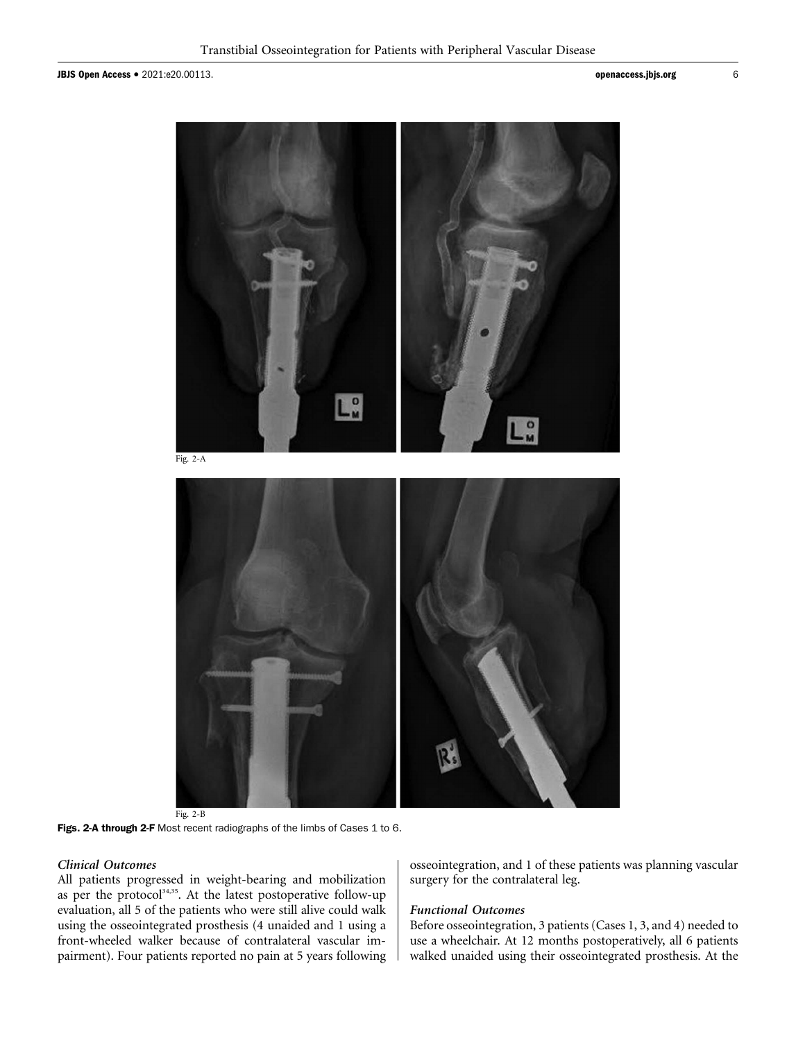Fig. 2-A

Fig. 2-B

**Figs. 2-A through 2-F** Most recent radiographs of the limbs of Cases 1 to 6.

### *Clinical Outcomes*

All patients progressed in weight-bearing and mobilization as per the protocol[34,35]. At the latest postoperative follow-up evaluation, all 5 of the patients who were still alive could walk using the osseointegrated prosthesis (4 unaided and 1 using a front-wheeled walker because of contralateral vascular impairment). Four patients reported no pain at 5 years following osseointegration, and 1 of these patients was planning vascular surgery for the contralateral leg.

### *Functional Outcomes*

Before osseointegration, 3 patients (Cases 1, 3, and 4) needed to use a wheelchair. At 12 months postoperatively, all 6 patients walked unaided using their osseointegrated prosthesis. At the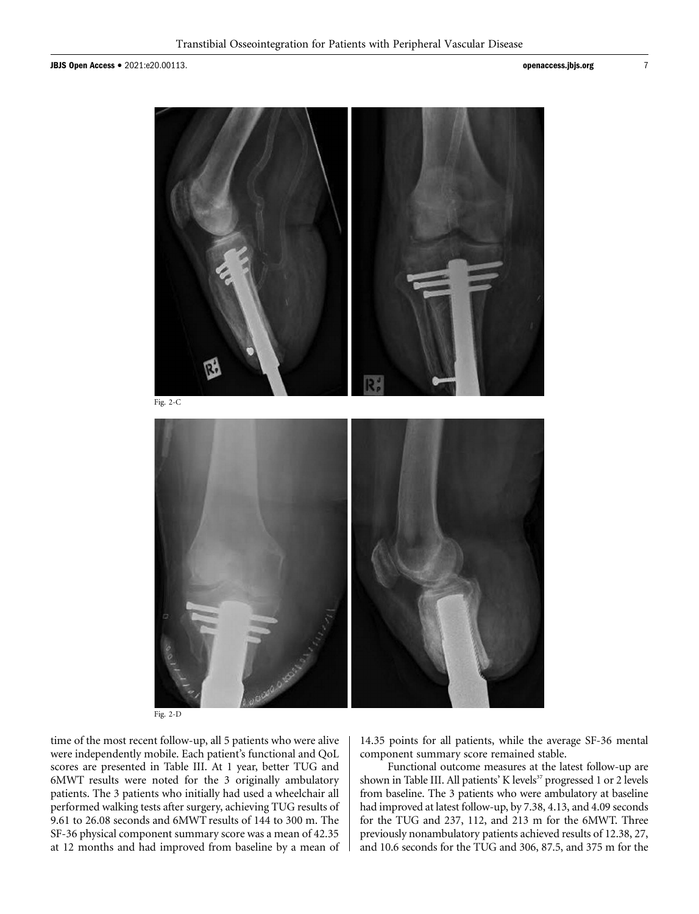Fig. 2-C

Fig. 2-D

time of the most recent follow-up, all 5 patients who were alive were independently mobile. Each patient's functional and QoL scores are presented in Table III. At 1 year, better TUG and 6MWT results were noted for the 3 originally ambulatory patients. The 3 patients who initially had used a wheelchair all performed walking tests after surgery, achieving TUG results of 9.61 to 26.08 seconds and 6MWT results of 144 to 300 m. The SF-36 physical component summary score was a mean of 42.35 at 12 months and had improved from baseline by a mean of 14.35 points for all patients, while the average SF-36 mental component summary score remained stable.

Functional outcome measures at the latest follow-up are shown in Table III. All patients' K levels[37] progressed 1 or 2 levels from baseline. The 3 patients who were ambulatory at baseline had improved at latest follow-up, by 7.38, 4.13, and 4.09 seconds for the TUG and 237, 112, and 213 m for the 6MWT. Three previously nonambulatory patients achieved results of 12.38, 27, and 10.6 seconds for the TUG and 306, 87.5, and 375 m for the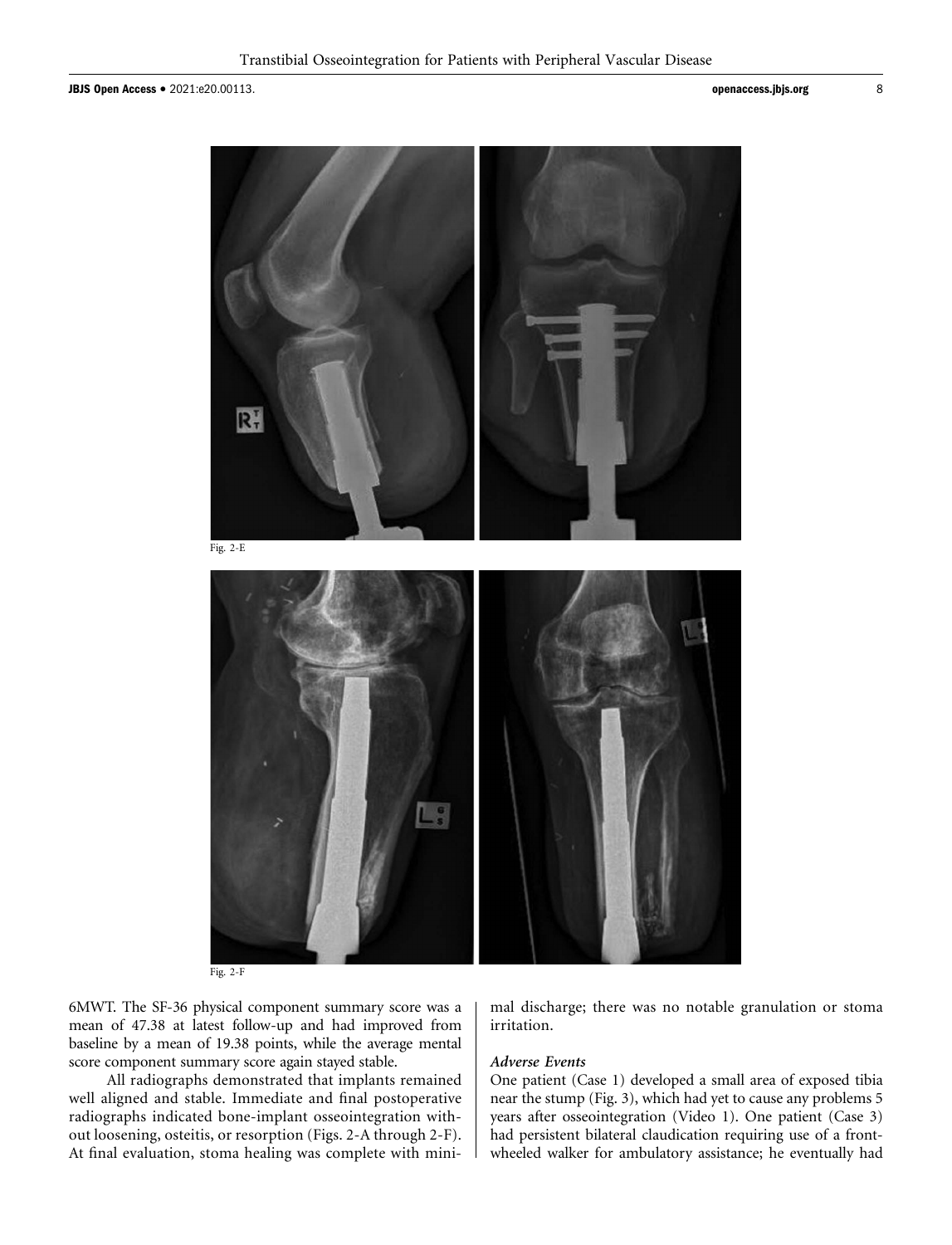Fig. 2-E

Fig. 2-F

6MWT. The SF-36 physical component summary score was a mean of 47.38 at latest follow-up and had improved from baseline by a mean of 19.38 points, while the average mental score component summary score again stayed stable.

All radiographs demonstrated that implants remained well aligned and stable. Immediate and final postoperative radiographs indicated bone-implant osseointegration without loosening, osteitis, or resorption (Figs. 2-A through 2-F). At final evaluation, stoma healing was complete with minimal discharge; there was no notable granulation or stoma irritation.

### *Adverse Events*

One patient (Case 1) developed a small area of exposed tibia near the stump (Fig. 3), which had yet to cause any problems 5 years after osseointegration (Video 1). One patient (Case 3) had persistent bilateral claudication requiring use of a front-wheeled walker for ambulatory assistance; he eventually had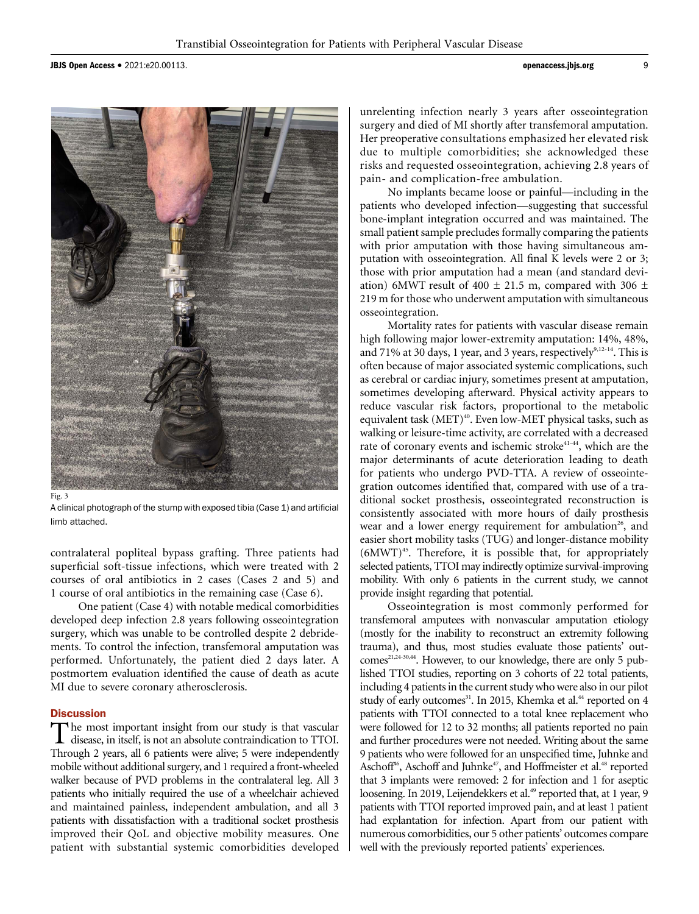Fig. 3

A clinical photograph of the stump with exposed tibia (Case 1) and artificial limb attached.

contralateral popliteal bypass grafting. Three patients had superficial soft-tissue infections, which were treated with 2 courses of oral antibiotics in 2 cases (Cases 2 and 5) and 1 course of oral antibiotics in the remaining case (Case 6).

One patient (Case 4) with notable medical comorbidities developed deep infection 2.8 years following osseointegration surgery, which was unable to be controlled despite 2 debridements. To control the infection, transfemoral amputation was performed. Unfortunately, the patient died 2 days later. A postmortem evaluation identified the cause of death as acute MI due to severe coronary atherosclerosis.

## Discussion

The most important insight from our study is that vascular disease, in itself, is not an absolute contraindication to TTOI. Through 2 years, all 6 patients were alive; 5 were independently mobile without additional surgery, and 1 required a front-wheeled walker because of PVD problems in the contralateral leg. All 3 patients who initially required the use of a wheelchair achieved and maintained painless, independent ambulation, and all 3 patients with dissatisfaction with a traditional socket prosthesis improved their QoL and objective mobility measures. One patient with substantial systemic comorbidities developed unrelenting infection nearly 3 years after osseointegration surgery and died of MI shortly after transfemoral amputation. Her preoperative consultations emphasized her elevated risk due to multiple comorbidities; she acknowledged these risks and requested osseointegration, achieving 2.8 years of pain- and complication-free ambulation.

No implants became loose or painful—including in the patients who developed infection—suggesting that successful bone-implant integration occurred and was maintained. The small patient sample precludes formally comparing the patients with prior amputation with those having simultaneous amputation with osseointegration. All final K levels were 2 or 3; those with prior amputation had a mean (and standard deviation) 6MWT result of 400 ± 21.5 m, compared with 306 ± 219 m for those who underwent amputation with simultaneous osseointegration.

Mortality rates for patients with vascular disease remain high following major lower-extremity amputation: 14%, 48%, and 71% at 30 days, 1 year, and 3 years, respectively[9,12-14]. This is often because of major associated systemic complications, such as cerebral or cardiac injury, sometimes present at amputation, sometimes developing afterward. Physical activity appears to reduce vascular risk factors, proportional to the metabolic equivalent task (MET)[40]. Even low-MET physical tasks, such as walking or leisure-time activity, are correlated with a decreased rate of coronary events and ischemic stroke[41-44], which are the major determinants of acute deterioration leading to death for patients who undergo PVD-TTA. A review of osseointegration outcomes identified that, compared with use of a traditional socket prosthesis, osseointegrated reconstruction is consistently associated with more hours of daily prosthesis wear and a lower energy requirement for ambulation[26], and easier short mobility tasks (TUG) and longer-distance mobility (6MWT)[45]. Therefore, it is possible that, for appropriately selected patients, TTOI may indirectly optimize survival-improving mobility. With only 6 patients in the current study, we cannot provide insight regarding that potential.

Osseointegration is most commonly performed for transfemoral amputees with nonvascular amputation etiology (mostly for the inability to reconstruct an extremity following trauma), and thus, most studies evaluate those patients' outcomes[21,24-30,44]. However, to our knowledge, there are only 5 published TTOI studies, reporting on 3 cohorts of 22 total patients, including 4 patients in the current study who were also in our pilot study of early outcomes[31]. In 2015, Khemka et al.[44] reported on 4 patients with TTOI connected to a total knee replacement who were followed for 12 to 32 months; all patients reported no pain and further procedures were not needed. Writing about the same 9 patients who were followed for an unspecified time, Juhnke and Aschoff[46], Aschoff and Juhnke[47], and Hoffmeister et al.[48] reported that 3 implants were removed: 2 for infection and 1 for aseptic loosening. In 2019, Leijendekkers et al.[49] reported that, at 1 year, 9 patients with TTOI reported improved pain, and at least 1 patient had explantation for infection. Apart from our patient with numerous comorbidities, our 5 other patients' outcomes compare well with the previously reported patients' experiences.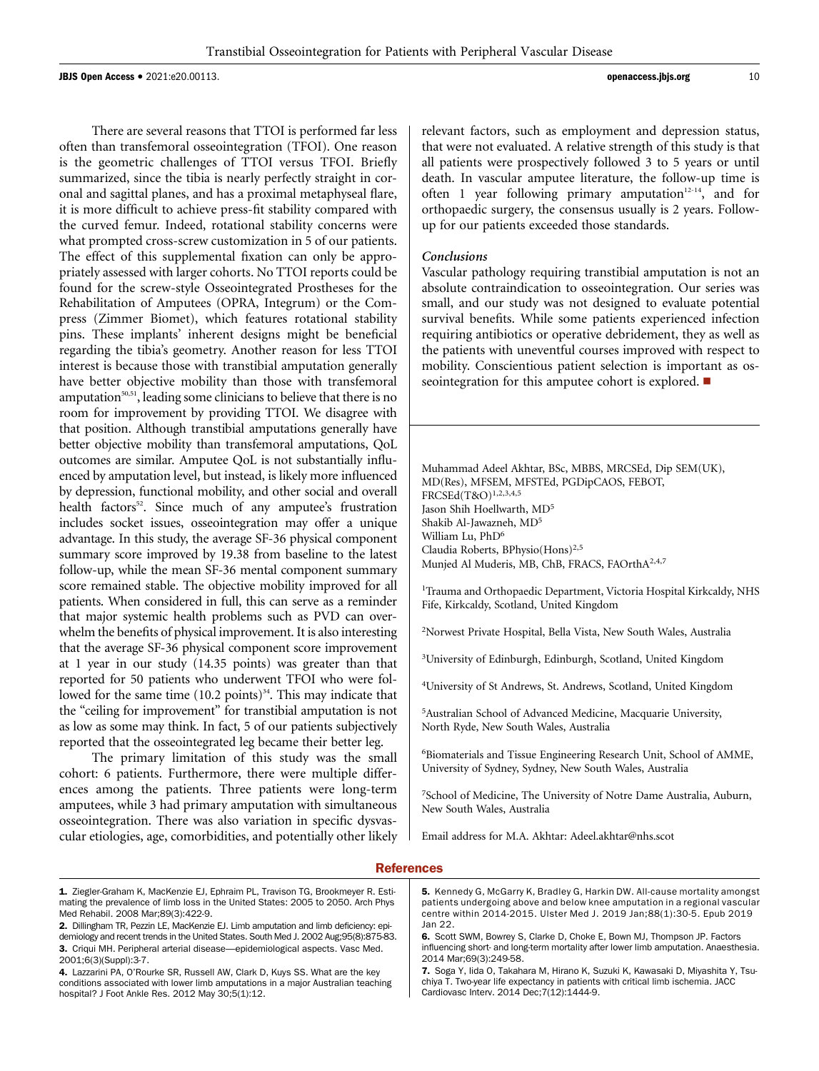There are several reasons that TTOI is performed far less often than transfemoral osseointegration (TFOI). One reason is the geometric challenges of TTOI versus TFOI. Briefly summarized, since the tibia is nearly perfectly straight in coronal and sagittal planes, and has a proximal metaphyseal flare, it is more difficult to achieve press-fit stability compared with the curved femur. Indeed, rotational stability concerns were what prompted cross-screw customization in 5 of our patients. The effect of this supplemental fixation can only be appropriately assessed with larger cohorts. No TTOI reports could be found for the screw-style Osseointegrated Prostheses for the Rehabilitation of Amputees (OPRA, Integrum) or the Compress (Zimmer Biomet), which features rotational stability pins. These implants' inherent designs might be beneficial regarding the tibia's geometry. Another reason for less TTOI interest is because those with transtibial amputation generally have better objective mobility than those with transfemoral amputation[50,51], leading some clinicians to believe that there is no room for improvement by providing TTOI. We disagree with that position. Although transtibial amputations generally have better objective mobility than transfemoral amputations, QoL outcomes are similar. Amputee QoL is not substantially influenced by amputation level, but instead, is likely more influenced by depression, functional mobility, and other social and overall health factors[52]. Since much of any amputee's frustration includes socket issues, osseointegration may offer a unique advantage. In this study, the average SF-36 physical component summary score improved by 19.38 from baseline to the latest follow-up, while the mean SF-36 mental component summary score remained stable. The objective mobility improved for all patients. When considered in full, this can serve as a reminder that major systemic health problems such as PVD can overwhelm the benefits of physical improvement. It is also interesting that the average SF-36 physical component score improvement at 1 year in our study (14.35 points) was greater than that reported for 50 patients who underwent TFOI who were followed for the same time (10.2 points)[34]. This may indicate that the "ceiling for improvement" for transtibial amputation is not as low as some may think. In fact, 5 of our patients subjectively reported that the osseointegrated leg became their better leg.

The primary limitation of this study was the small cohort: 6 patients. Furthermore, there were multiple differences among the patients. Three patients were long-term amputees, while 3 had primary amputation with simultaneous osseointegration. There was also variation in specific dysvascular etiologies, age, comorbidities, and potentially other likely relevant factors, such as employment and depression status, that were not evaluated. A relative strength of this study is that all patients were prospectively followed 3 to 5 years or until death. In vascular amputee literature, the follow-up time is often 1 year following primary amputation[12-14], and for orthopaedic surgery, the consensus usually is 2 years. Follow-up for our patients exceeded those standards.

### *Conclusions*

Vascular pathology requiring transtibial amputation is not an absolute contraindication to osseointegration. Our series was small, and our study was not designed to evaluate potential survival benefits. While some patients experienced infection requiring antibiotics or operative debridement, they as well as the patients with uneventful courses improved with respect to mobility. Conscientious patient selection is important as osseointegration for this amputee cohort is explored. ■

---

Muhammad Adeel Akhtar, BSc, MBBS, MRCSEd, Dip SEM(UK), MD(Res), MFSEM, MFSTEd, PGDipCAOS, FEBOT, FRCSEd(T&O)[1,2,3,4,5]
Jason Shih Hoellwarth, MD[5]
Shakib Al-Jawazneh, MD[5]
William Lu, PhD[6]
Claudia Roberts, BPhysio(Hons)[2,5]
Munjed Al Muderis, MB, ChB, FRACS, FAOrthA[2,4,7]

[1]Trauma and Orthopaedic Department, Victoria Hospital Kirkcaldy, NHS Fife, Kirkcaldy, Scotland, United Kingdom

[2]Norwest Private Hospital, Bella Vista, New South Wales, Australia

[3]University of Edinburgh, Edinburgh, Scotland, United Kingdom

[4]University of St Andrews, St. Andrews, Scotland, United Kingdom

[5]Australian School of Advanced Medicine, Macquarie University, North Ryde, New South Wales, Australia

[6]Biomaterials and Tissue Engineering Research Unit, School of AMME, University of Sydney, Sydney, New South Wales, Australia

[7]School of Medicine, The University of Notre Dame Australia, Auburn, New South Wales, Australia

Email address for M.A. Akhtar: Adeel.akhtar@nhs.scot

## References

1. Ziegler-Graham K, MacKenzie EJ, Ephraim PL, Travison TG, Brookmeyer R. Estimating the prevalence of limb loss in the United States: 2005 to 2050. Arch Phys Med Rehabil. 2008 Mar;89(3):422-9.
2. Dillingham TR, Pezzin LE, MacKenzie EJ. Limb amputation and limb deficiency: epidemiology and recent trends in the United States. South Med J. 2002 Aug;95(8):875-83.
3. Criqui MH. Peripheral arterial disease—epidemiological aspects. Vasc Med. 2001;6(3)(Suppl):3-7.
4. Lazzarini PA, O'Rourke SR, Russell AW, Clark D, Kuys SS. What are the key conditions associated with lower limb amputations in a major Australian teaching hospital? J Foot Ankle Res. 2012 May 30;5(1):12.
5. Kennedy G, McGarry K, Bradley G, Harkin DW. All-cause mortality amongst patients undergoing above and below knee amputation in a regional vascular centre within 2014-2015. Ulster Med J. 2019 Jan;88(1):30-5. Epub 2019 Jan 22.
6. Scott SWM, Bowrey S, Clarke D, Choke E, Bown MJ, Thompson JP. Factors influencing short- and long-term mortality after lower limb amputation. Anaesthesia. 2014 Mar;69(3):249-58.
7. Soga Y, Iida O, Takahara M, Hirano K, Suzuki K, Kawasaki D, Miyashita Y, Tsuchiya T. Two-year life expectancy in patients with critical limb ischemia. JACC Cardiovasc Interv. 2014 Dec;7(12):1444-9.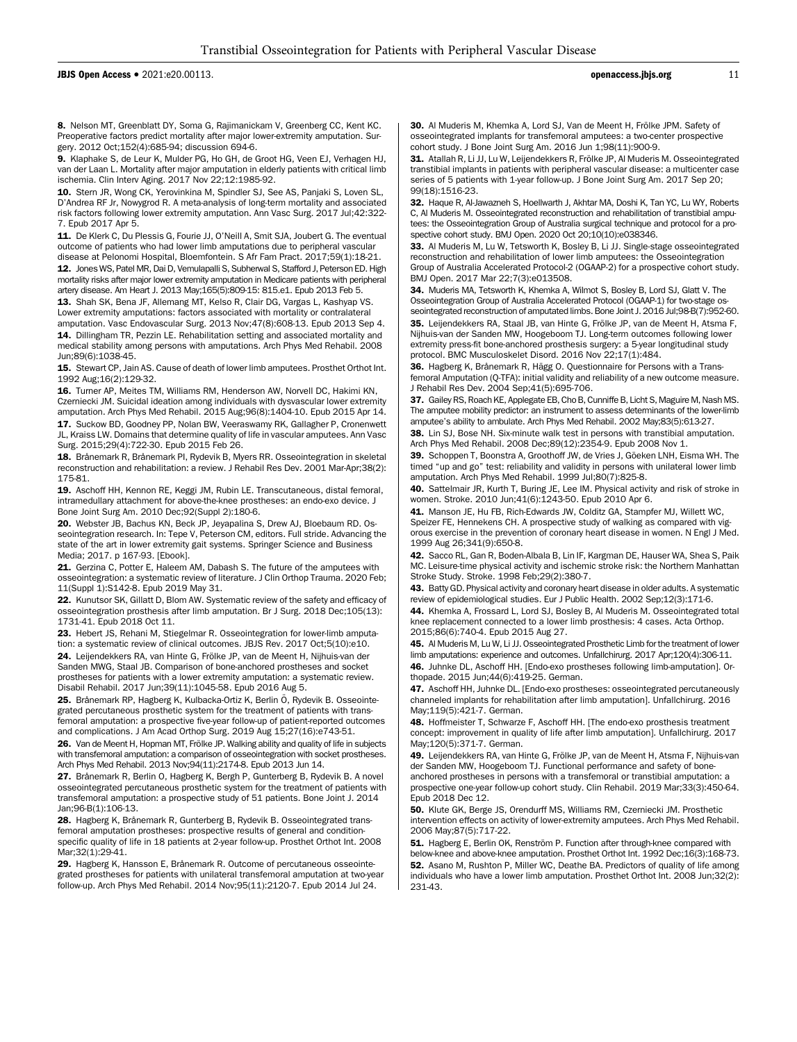8. Nelson MT, Greenblatt DY, Soma G, Rajimanickam V, Greenberg CC, Kent KC. Preoperative factors predict mortality after major lower-extremity amputation. Surgery. 2012 Oct;152(4):685-94; discussion 694-6.

9. Klaphake S, de Leur K, Mulder PG, Ho GH, de Groot HG, Veen EJ, Verhagen HJ, van der Laan L. Mortality after major amputation in elderly patients with critical limb ischemia. Clin Interv Aging. 2017 Nov 22;12:1985-92.

10. Stern JR, Wong CK, Yerovinkina M, Spindler SJ, See AS, Panjaki S, Loven SL, D'Andrea RF Jr, Nowygrod R. A meta-analysis of long-term mortality and associated risk factors following lower extremity amputation. Ann Vasc Surg. 2017 Jul;42:322-7. Epub 2017 Apr 5.

11. De Klerk C, Du Plessis G, Fourie JJ, O'Neill A, Smit SJA, Joubert G. The eventual outcome of patients who had lower limb amputations due to peripheral vascular disease at Pelonomi Hospital, Bloemfontein. S Afr Fam Pract. 2017;59(1):18-21.

12. Jones WS, Patel MR, Dai D, Vemulapalli S, Subherwal S, Stafford J, Peterson ED. High mortality risks after major lower extremity amputation in Medicare patients with peripheral artery disease. Am Heart J. 2013 May;165(5):809-15: 815.e1. Epub 2013 Feb 5.

13. Shah SK, Bena JF, Allemang MT, Kelso R, Clair DG, Vargas L, Kashyap VS. Lower extremity amputations: factors associated with mortality or contralateral amputation. Vasc Endovascular Surg. 2013 Nov;47(8):608-13. Epub 2013 Sep 4.

14. Dillingham TR, Pezzin LE. Rehabilitation setting and associated mortality and medical stability among persons with amputations. Arch Phys Med Rehabil. 2008 Jun;89(6):1038-45.

15. Stewart CP, Jain AS. Cause of death of lower limb amputees. Prosthet Orthot Int. 1992 Aug;16(2):129-32.

16. Turner AP, Meites TM, Williams RM, Henderson AW, Norvell DC, Hakimi KN, Czerniecki JM. Suicidal ideation among individuals with dysvascular lower extremity amputation. Arch Phys Med Rehabil. 2015 Aug;96(8):1404-10. Epub 2015 Apr 14.

17. Suckow BD, Goodney PP, Nolan BW, Veeraswamy RK, Gallagher P, Cronenwett JL, Kraiss LW. Domains that determine quality of life in vascular amputees. Ann Vasc Surg. 2015;29(4):722-30. Epub 2015 Feb 26.

18. Brånemark R, Brånemark PI, Rydevik B, Myers RR. Osseointegration in skeletal reconstruction and rehabilitation: a review. J Rehabil Res Dev. 2001 Mar-Apr;38(2):175-81.

19. Aschoff HH, Kennon RE, Keggi JM, Rubin LE. Transcutaneous, distal femoral, intramedullary attachment for above-the-knee prostheses: an endo-exo device. J Bone Joint Surg Am. 2010 Dec;92(Suppl 2):180-6.

20. Webster JB, Bachus KN, Beck JP, Jeyapalina S, Drew AJ, Bloebaum RD. Osseointegration research. In: Tepe V, Peterson CM, editors. Full stride. Advancing the state of the art in lower extremity gait systems. Springer Science and Business Media; 2017. p 167-93. [Ebook].

21. Gerzina C, Potter E, Haleem AM, Dabash S. The future of the amputees with osseointegration: a systematic review of literature. J Clin Orthop Trauma. 2020 Feb; 11(Suppl 1):S142-8. Epub 2019 May 31.

22. Kunutsor SK, Gillatt D, Blom AW. Systematic review of the safety and efficacy of osseointegration prosthesis after limb amputation. Br J Surg. 2018 Dec;105(13): 1731-41. Epub 2018 Oct 11.

23. Hebert JS, Rehani M, Stiegelmar R. Osseointegration for lower-limb amputation: a systematic review of clinical outcomes. JBJS Rev. 2017 Oct;5(10):e10.

24. Leijendekkers RA, van Hinte G, Frölke JP, van de Meent H, Nijhuis-van der Sanden MWG, Staal JB. Comparison of bone-anchored prostheses and socket prostheses for patients with a lower extremity amputation: a systematic review. Disabil Rehabil. 2017 Jun;39(11):1045-58. Epub 2016 Aug 5.

25. Brånemark RP, Hagberg K, Kulbacka-Ortiz K, Berlin Ö, Rydevik B. Osseointegrated percutaneous prosthetic system for the treatment of patients with transfemoral amputation: a prospective five-year follow-up of patient-reported outcomes and complications. J Am Acad Orthop Surg. 2019 Aug 15;27(16):e743-51.

26. Van de Meent H, Hopman MT, Frölke JP. Walking ability and quality of life in subjects with transfemoral amputation: a comparison of osseointegration with socket prostheses. Arch Phys Med Rehabil. 2013 Nov;94(11):2174-8. Epub 2013 Jun 14.

27. Brånemark R, Berlin O, Hagberg K, Bergh P, Gunterberg B, Rydevik B. A novel osseointegrated percutaneous prosthetic system for the treatment of patients with transfemoral amputation: a prospective study of 51 patients. Bone Joint J. 2014 Jan;96-B(1):106-13.

28. Hagberg K, Brånemark R, Gunterberg B, Rydevik B. Osseointegrated transfemoral amputation prostheses: prospective results of general and condition-specific quality of life in 18 patients at 2-year follow-up. Prosthet Orthot Int. 2008 Mar;32(1):29-41.

29. Hagberg K, Hansson E, Brånemark R. Outcome of percutaneous osseointegrated prostheses for patients with unilateral transfemoral amputation at two-year follow-up. Arch Phys Med Rehabil. 2014 Nov;95(11):2120-7. Epub 2014 Jul 24.

30. Al Muderis M, Khemka A, Lord SJ, Van de Meent H, Frölke JPM. Safety of osseointegrated implants for transfemoral amputees: a two-center prospective cohort study. J Bone Joint Surg Am. 2016 Jun 1;98(11):900-9.

31. Atallah R, Li JJ, Lu W, Leijendekkers R, Frölke JP, Al Muderis M. Osseointegrated transtibial implants in patients with peripheral vascular disease: a multicenter case series of 5 patients with 1-year follow-up. J Bone Joint Surg Am. 2017 Sep 20; 99(18):1516-23.

32. Haque R, Al-Jawazneh S, Hoellwarth J, Akhtar MA, Doshi K, Tan YC, Lu WY, Roberts C, Al Muderis M. Osseointegrated reconstruction and rehabilitation of transtibial amputees: the Osseointegration Group of Australia surgical technique and protocol for a prospective cohort study. BMJ Open. 2020 Oct 20;10(10):e038346.

33. Al Muderis M, Lu W, Tetsworth K, Bosley B, Li JJ. Single-stage osseointegrated reconstruction and rehabilitation of lower limb amputees: the Osseointegration Group of Australia Accelerated Protocol-2 (OGAAP-2) for a prospective cohort study. BMJ Open. 2017 Mar 22;7(3):e013508.

34. Muderis MA, Tetsworth K, Khemka A, Wilmot S, Bosley B, Lord SJ, Glatt V. The Osseointegration Group of Australia Accelerated Protocol (OGAAP-1) for two-stage osseointegrated reconstruction of amputated limbs. Bone Joint J. 2016 Jul;98-B(7):952-60.

35. Leijendekkers RA, Staal JB, van Hinte G, Frölke JP, van de Meent H, Atsma F, Nijhuis-van der Sanden MW, Hoogeboom TJ. Long-term outcomes following lower extremity press-fit bone-anchored prosthesis surgery: a 5-year longitudinal study protocol. BMC Musculoskelet Disord. 2016 Nov 22;17(1):484.

36. Hagberg K, Brånemark R, Hägg O. Questionnaire for Persons with a Transfemoral Amputation (Q-TFA): initial validity and reliability of a new outcome measure. J Rehabil Res Dev. 2004 Sep;41(5):695-706.

37. Gailey RS, Roach KE, Applegate EB, Cho B, Cunniffe B, Licht S, Maguire M, Nash MS. The amputee mobility predictor: an instrument to assess determinants of the lower-limb amputee's ability to ambulate. Arch Phys Med Rehabil. 2002 May;83(5):613-27.

38. Lin SJ, Bose NH. Six-minute walk test in persons with transtibial amputation. Arch Phys Med Rehabil. 2008 Dec;89(12):2354-9. Epub 2008 Nov 1.

39. Schoppen T, Boonstra A, Groothoff JW, de Vries J, Göeken LNH, Eisma WH. The timed "up and go" test: reliability and validity in persons with unilateral lower limb amputation. Arch Phys Med Rehabil. 1999 Jul;80(7):825-8.

40. Sattelmair JR, Kurth T, Buring JE, Lee IM. Physical activity and risk of stroke in women. Stroke. 2010 Jun;41(6):1243-50. Epub 2010 Apr 6.

41. Manson JE, Hu FB, Rich-Edwards JW, Colditz GA, Stampfer MJ, Willett WC, Speizer FE, Hennekens CH. A prospective study of walking as compared with vigorous exercise in the prevention of coronary heart disease in women. N Engl J Med. 1999 Aug 26;341(9):650-8.

42. Sacco RL, Gan R, Boden-Albala B, Lin IF, Kargman DE, Hauser WA, Shea S, Paik MC. Leisure-time physical activity and ischemic stroke risk: the Northern Manhattan Stroke Study. Stroke. 1998 Feb;29(2):380-7.

43. Batty GD. Physical activity and coronary heart disease in older adults. A systematic review of epidemiological studies. Eur J Public Health. 2002 Sep;12(3):171-6.

44. Khemka A, Frossard L, Lord SJ, Bosley B, Al Muderis M. Osseointegrated total knee replacement connected to a lower limb prosthesis: 4 cases. Acta Orthop. 2015;86(6):740-4. Epub 2015 Aug 27.

45. Al Muderis M, Lu W, Li JJ. Osseointegrated Prosthetic Limb for the treatment of lower limb amputations: experience and outcomes. Unfallchirurg. 2017 Apr;120(4):306-11.

46. Juhnke DL, Aschoff HH. [Endo-exo prostheses following limb-amputation]. Orthopade. 2015 Jun;44(6):419-25. German.

47. Aschoff HH, Juhnke DL. [Endo-exo prostheses: osseointegrated percutaneously channeled implants for rehabilitation after limb amputation]. Unfallchirurg. 2016 May;119(5):421-7. German.

48. Hoffmeister T, Schwarze F, Aschoff HH. [The endo-exo prosthesis treatment concept: improvement in quality of life after limb amputation]. Unfallchirurg. 2017 May;120(5):371-7. German.

49. Leijendekkers RA, van Hinte G, Frölke JP, van de Meent H, Atsma F, Nijhuis-van der Sanden MW, Hoogeboom TJ. Functional performance and safety of bone-anchored prostheses in persons with a transfemoral or transtibial amputation: a prospective one-year follow-up cohort study. Clin Rehabil. 2019 Mar;33(3):450-64. Epub 2018 Dec 12.

50. Klute GK, Berge JS, Orendurff MS, Williams RM, Czerniecki JM. Prosthetic intervention effects on activity of lower-extremity amputees. Arch Phys Med Rehabil. 2006 May;87(5):717-22.

51. Hagberg E, Berlin OK, Renström P. Function after through-knee compared with below-knee and above-knee amputation. Prosthet Orthot Int. 1992 Dec;16(3):168-73.

52. Asano M, Rushton P, Miller WC, Deathe BA. Predictors of quality of life among individuals who have a lower limb amputation. Prosthet Orthot Int. 2008 Jun;32(2): 231-43.